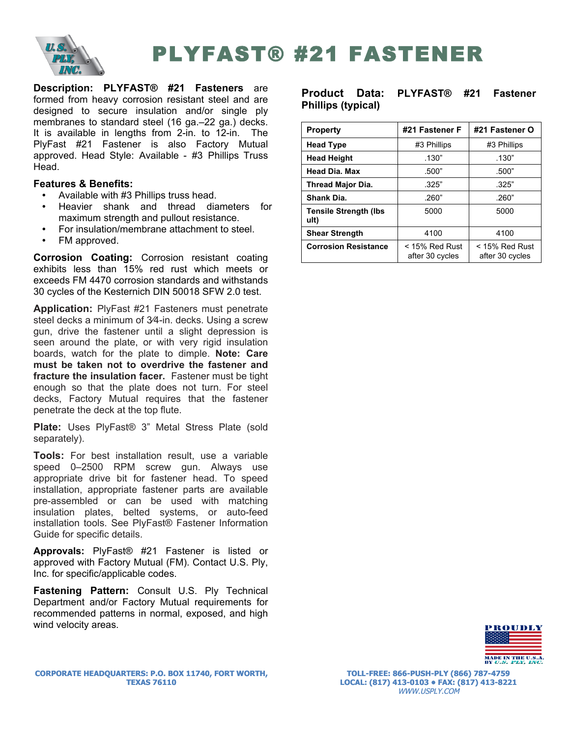# PLYFAST® #21 FASTENER

**Description: PLYFAST® #21 Fasteners** are formed from heavy corrosion resistant steel and are designed to secure insulation and/or single ply membranes to standard steel (16 ga.–22 ga.) decks. It is available in lengths from 2-in. to 12-in. The PlyFast #21 Fastener is also Factory Mutual approved. Head Style: Available - #3 Phillips Truss Head.

**Features & Benefits:**

- Available with #3 Phillips truss head.
- Heavier shank and thread diameters for maximum strength and pullout resistance.
- For insulation/membrane attachment to steel.
- FM approved.

**Corrosion Coating:** Corrosion resistant coating exhibits less than 15% red rust which meets or exceeds FM 4470 corrosion standards and withstands 30 cycles of the Kesternich DIN 50018 SFW 2.0 test.

**Application:** PlyFast #21 Fasteners must penetrate steel decks a minimum of 3⁄4-in. decks. Using a screw gun, drive the fastener until a slight depression is seen around the plate, or with very rigid insulation boards, watch for the plate to dimple. **Note: Care must be taken not to overdrive the fastener and fracture the insulation facer.** Fastener must be tight enough so that the plate does not turn. For steel decks, Factory Mutual requires that the fastener penetrate the deck at the top flute.

**Plate:** Uses PlyFast® 3" Metal Stress Plate (sold separately).

**Tools:** For best installation result, use a variable speed 0–2500 RPM screw gun. Always use appropriate drive bit for fastener head. To speed installation, appropriate fastener parts are available pre-assembled or can be used with matching insulation plates, belted systems, or auto-feed installation tools. See PlyFast® Fastener Information Guide for specific details.

**Approvals:** PlyFast® #21 Fastener is listed or approved with Factory Mutual (FM). Contact U.S. Ply, Inc. for specific/applicable codes.

**Fastening Pattern:** Consult U.S. Ply Technical Department and/or Factory Mutual requirements for recommended patterns in normal, exposed, and high wind velocity areas.

## Product Data: PLYFAST® #21 Fastener Phillips (typical)

| Property | #21 Fastener F | #21 Fastener O |
|---|---|---|
| Head Type | #3 Phillips | #3 Phillips |
| Head Height | .130" | .130" |
| Head Dia. Max | .500" | .500" |
| Thread Major Dia. | .325" | .325" |
| Shank Dia. | .260" | .260" |
| Tensile Strength (lbs ult) | 5000 | 5000 |
| Shear Strength | 4100 | 4100 |
| Corrosion Resistance | < 15% Red Rust after 30 cycles | < 15% Red Rust after 30 cycles |

PROUDLY MADE IN THE U.S.A. BY U.S. PLY, INC.

CORPORATE HEADQUARTERS: P.O. BOX 11740, FORT WORTH, TEXAS 76110

TOLL-FREE: 866-PUSH-PLY (866) 787-4759
LOCAL: (817) 413-0103 • FAX: (817) 413-8221
WWW.USPLY.COM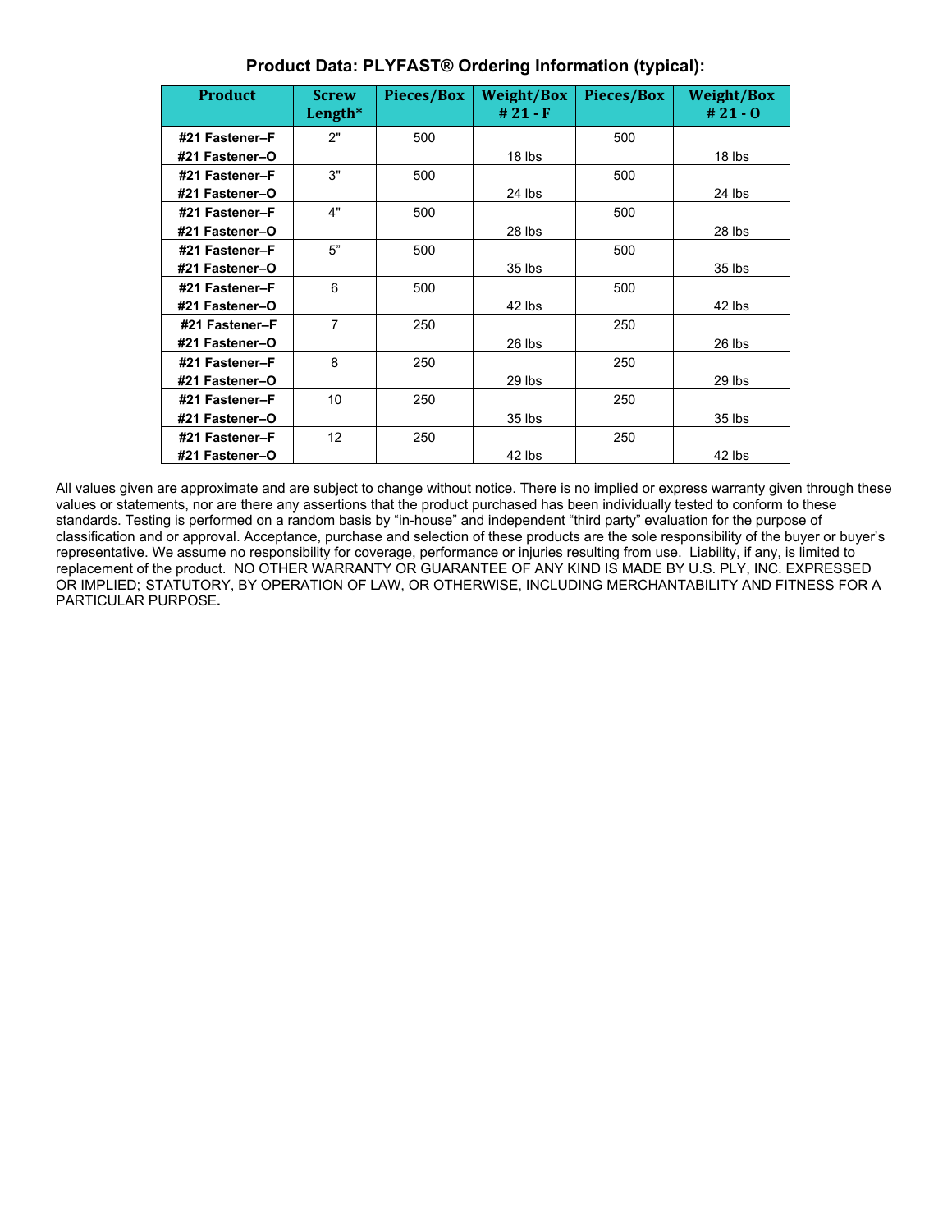## Product Data: PLYFAST® Ordering Information (typical):

| Product | Screw Length* | Pieces/Box | Weight/Box # 21 - F | Pieces/Box | Weight/Box # 21 - O |
|---|---|---|---|---|---|
| **#21 Fastener–F** **#21 Fastener–O** | 2" | 500 | 18 lbs | 500 | 18 lbs |
| **#21 Fastener–F** **#21 Fastener–O** | 3" | 500 | 24 lbs | 500 | 24 lbs |
| **#21 Fastener–F** **#21 Fastener–O** | 4" | 500 | 28 lbs | 500 | 28 lbs |
| **#21 Fastener–F** **#21 Fastener–O** | 5" | 500 | 35 lbs | 500 | 35 lbs |
| **#21 Fastener–F** **#21 Fastener–O** | 6 | 500 | 42 lbs | 500 | 42 lbs |
| **#21 Fastener–F** **#21 Fastener–O** | 7 | 250 | 26 lbs | 250 | 26 lbs |
| **#21 Fastener–F** **#21 Fastener–O** | 8 | 250 | 29 lbs | 250 | 29 lbs |
| **#21 Fastener–F** **#21 Fastener–O** | 10 | 250 | 35 lbs | 250 | 35 lbs |
| **#21 Fastener–F** **#21 Fastener–O** | 12 | 250 | 42 lbs | 250 | 42 lbs |

All values given are approximate and are subject to change without notice. There is no implied or express warranty given through these values or statements, nor are there any assertions that the product purchased has been individually tested to conform to these standards. Testing is performed on a random basis by "in-house" and independent "third party" evaluation for the purpose of classification and or approval. Acceptance, purchase and selection of these products are the sole responsibility of the buyer or buyer's representative. We assume no responsibility for coverage, performance or injuries resulting from use. Liability, if any, is limited to replacement of the product. NO OTHER WARRANTY OR GUARANTEE OF ANY KIND IS MADE BY U.S. PLY, INC. EXPRESSED OR IMPLIED; STATUTORY, BY OPERATION OF LAW, OR OTHERWISE, INCLUDING MERCHANTABILITY AND FITNESS FOR A PARTICULAR PURPOSE**.**